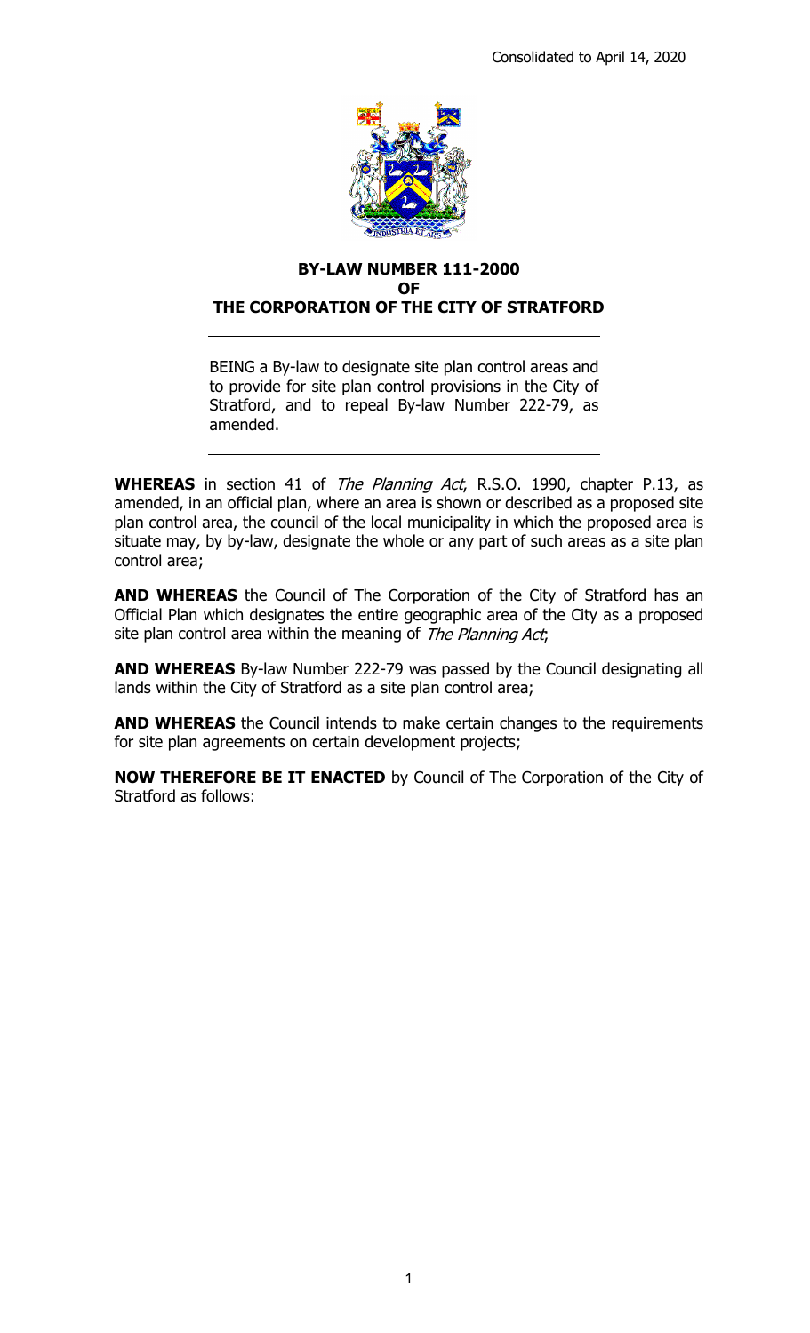Consolidated to April 14, 2020

# BY-LAW NUMBER 111-2000
# OF
# THE CORPORATION OF THE CITY OF STRATFORD

BEING a By-law to designate site plan control areas and to provide for site plan control provisions in the City of Stratford, and to repeal By-law Number 222-79, as amended.

**WHEREAS** in section 41 of *The Planning Act*, R.S.O. 1990, chapter P.13, as amended, in an official plan, where an area is shown or described as a proposed site plan control area, the council of the local municipality in which the proposed area is situate may, by by-law, designate the whole or any part of such areas as a site plan control area;

**AND WHEREAS** the Council of The Corporation of the City of Stratford has an Official Plan which designates the entire geographic area of the City as a proposed site plan control area within the meaning of *The Planning Act*;

**AND WHEREAS** By-law Number 222-79 was passed by the Council designating all lands within the City of Stratford as a site plan control area;

**AND WHEREAS** the Council intends to make certain changes to the requirements for site plan agreements on certain development projects;

**NOW THEREFORE BE IT ENACTED** by Council of The Corporation of the City of Stratford as follows: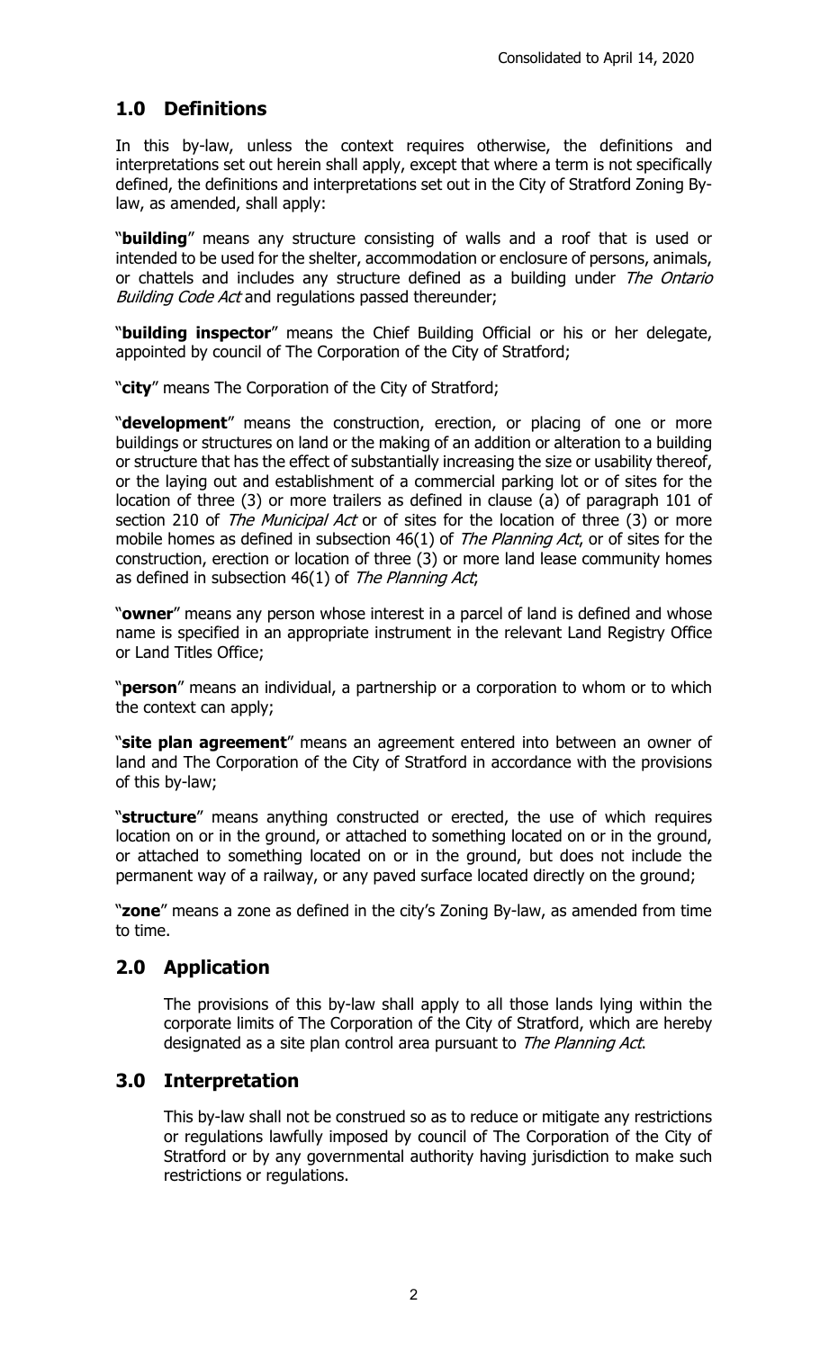Consolidated to April 14, 2020

## 1.0 Definitions

In this by-law, unless the context requires otherwise, the definitions and interpretations set out herein shall apply, except that where a term is not specifically defined, the definitions and interpretations set out in the City of Stratford Zoning By-law, as amended, shall apply:

"**building**" means any structure consisting of walls and a roof that is used or intended to be used for the shelter, accommodation or enclosure of persons, animals, or chattels and includes any structure defined as a building under *The Ontario Building Code Act* and regulations passed thereunder;

"**building inspector**" means the Chief Building Official or his or her delegate, appointed by council of The Corporation of the City of Stratford;

"**city**" means The Corporation of the City of Stratford;

"**development**" means the construction, erection, or placing of one or more buildings or structures on land or the making of an addition or alteration to a building or structure that has the effect of substantially increasing the size or usability thereof, or the laying out and establishment of a commercial parking lot or of sites for the location of three (3) or more trailers as defined in clause (a) of paragraph 101 of section 210 of *The Municipal Act* or of sites for the location of three (3) or more mobile homes as defined in subsection 46(1) of *The Planning Act*, or of sites for the construction, erection or location of three (3) or more land lease community homes as defined in subsection 46(1) of *The Planning Act*;

"**owner**" means any person whose interest in a parcel of land is defined and whose name is specified in an appropriate instrument in the relevant Land Registry Office or Land Titles Office;

"**person**" means an individual, a partnership or a corporation to whom or to which the context can apply;

"**site plan agreement**" means an agreement entered into between an owner of land and The Corporation of the City of Stratford in accordance with the provisions of this by-law;

"**structure**" means anything constructed or erected, the use of which requires location on or in the ground, or attached to something located on or in the ground, or attached to something located on or in the ground, but does not include the permanent way of a railway, or any paved surface located directly on the ground;

"**zone**" means a zone as defined in the city's Zoning By-law, as amended from time to time.

## 2.0 Application

The provisions of this by-law shall apply to all those lands lying within the corporate limits of The Corporation of the City of Stratford, which are hereby designated as a site plan control area pursuant to *The Planning Act*.

## 3.0 Interpretation

This by-law shall not be construed so as to reduce or mitigate any restrictions or regulations lawfully imposed by council of The Corporation of the City of Stratford or by any governmental authority having jurisdiction to make such restrictions or regulations.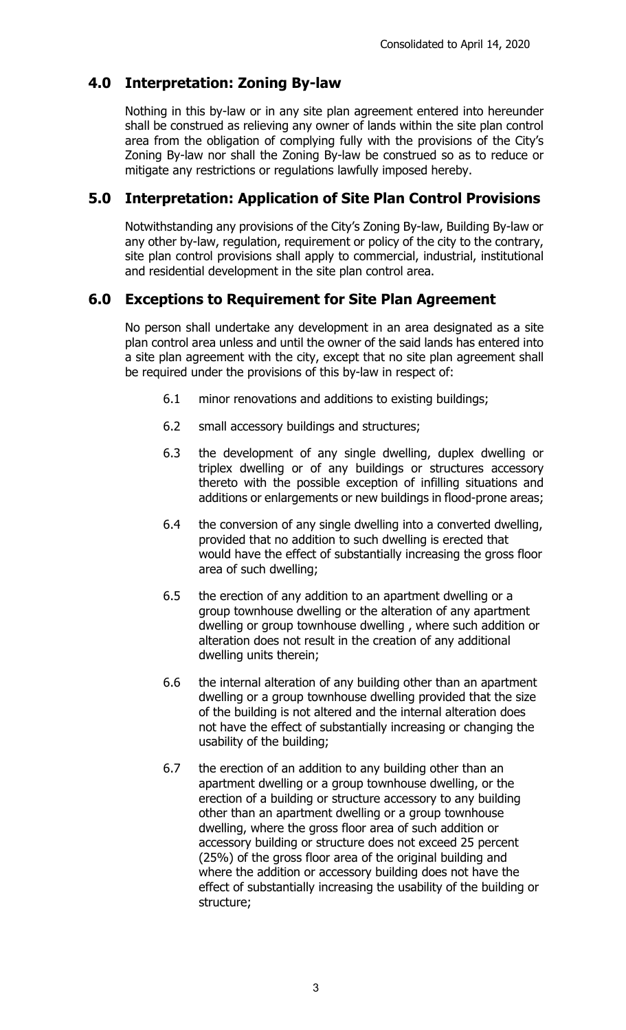## 4.0 Interpretation: Zoning By-law

Nothing in this by-law or in any site plan agreement entered into hereunder shall be construed as relieving any owner of lands within the site plan control area from the obligation of complying fully with the provisions of the City's Zoning By-law nor shall the Zoning By-law be construed so as to reduce or mitigate any restrictions or regulations lawfully imposed hereby.

## 5.0 Interpretation: Application of Site Plan Control Provisions

Notwithstanding any provisions of the City's Zoning By-law, Building By-law or any other by-law, regulation, requirement or policy of the city to the contrary, site plan control provisions shall apply to commercial, industrial, institutional and residential development in the site plan control area.

## 6.0 Exceptions to Requirement for Site Plan Agreement

No person shall undertake any development in an area designated as a site plan control area unless and until the owner of the said lands has entered into a site plan agreement with the city, except that no site plan agreement shall be required under the provisions of this by-law in respect of:

6.1 minor renovations and additions to existing buildings;

6.2 small accessory buildings and structures;

6.3 the development of any single dwelling, duplex dwelling or triplex dwelling or of any buildings or structures accessory thereto with the possible exception of infilling situations and additions or enlargements or new buildings in flood-prone areas;

6.4 the conversion of any single dwelling into a converted dwelling, provided that no addition to such dwelling is erected that would have the effect of substantially increasing the gross floor area of such dwelling;

6.5 the erection of any addition to an apartment dwelling or a group townhouse dwelling or the alteration of any apartment dwelling or group townhouse dwelling , where such addition or alteration does not result in the creation of any additional dwelling units therein;

6.6 the internal alteration of any building other than an apartment dwelling or a group townhouse dwelling provided that the size of the building is not altered and the internal alteration does not have the effect of substantially increasing or changing the usability of the building;

6.7 the erection of an addition to any building other than an apartment dwelling or a group townhouse dwelling, or the erection of a building or structure accessory to any building other than an apartment dwelling or a group townhouse dwelling, where the gross floor area of such addition or accessory building or structure does not exceed 25 percent (25%) of the gross floor area of the original building and where the addition or accessory building does not have the effect of substantially increasing the usability of the building or structure;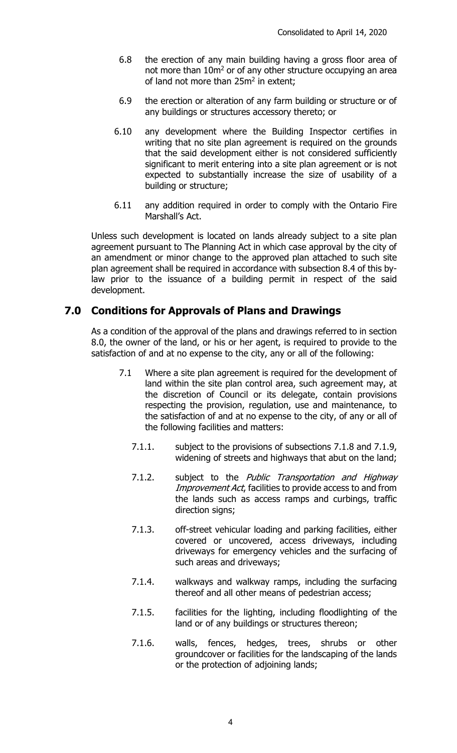6.8 the erection of any main building having a gross floor area of not more than $10m^2$ or of any other structure occupying an area of land not more than $25m^2$ in extent;

6.9 the erection or alteration of any farm building or structure or of any buildings or structures accessory thereto; or

6.10 any development where the Building Inspector certifies in writing that no site plan agreement is required on the grounds that the said development either is not considered sufficiently significant to merit entering into a site plan agreement or is not expected to substantially increase the size of usability of a building or structure;

6.11 any addition required in order to comply with the Ontario Fire Marshall's Act.

Unless such development is located on lands already subject to a site plan agreement pursuant to The Planning Act in which case approval by the city of an amendment or minor change to the approved plan attached to such site plan agreement shall be required in accordance with subsection 8.4 of this by-law prior to the issuance of a building permit in respect of the said development.

## 7.0 Conditions for Approvals of Plans and Drawings

As a condition of the approval of the plans and drawings referred to in section 8.0, the owner of the land, or his or her agent, is required to provide to the satisfaction of and at no expense to the city, any or all of the following:

7.1 Where a site plan agreement is required for the development of land within the site plan control area, such agreement may, at the discretion of Council or its delegate, contain provisions respecting the provision, regulation, use and maintenance, to the satisfaction of and at no expense to the city, of any or all of the following facilities and matters:

7.1.1. subject to the provisions of subsections 7.1.8 and 7.1.9, widening of streets and highways that abut on the land;

7.1.2. subject to the *Public Transportation and Highway Improvement Act*, facilities to provide access to and from the lands such as access ramps and curbings, traffic direction signs;

7.1.3. off-street vehicular loading and parking facilities, either covered or uncovered, access driveways, including driveways for emergency vehicles and the surfacing of such areas and driveways;

7.1.4. walkways and walkway ramps, including the surfacing thereof and all other means of pedestrian access;

7.1.5. facilities for the lighting, including floodlighting of the land or of any buildings or structures thereon;

7.1.6. walls, fences, hedges, trees, shrubs or other groundcover or facilities for the landscaping of the lands or the protection of adjoining lands;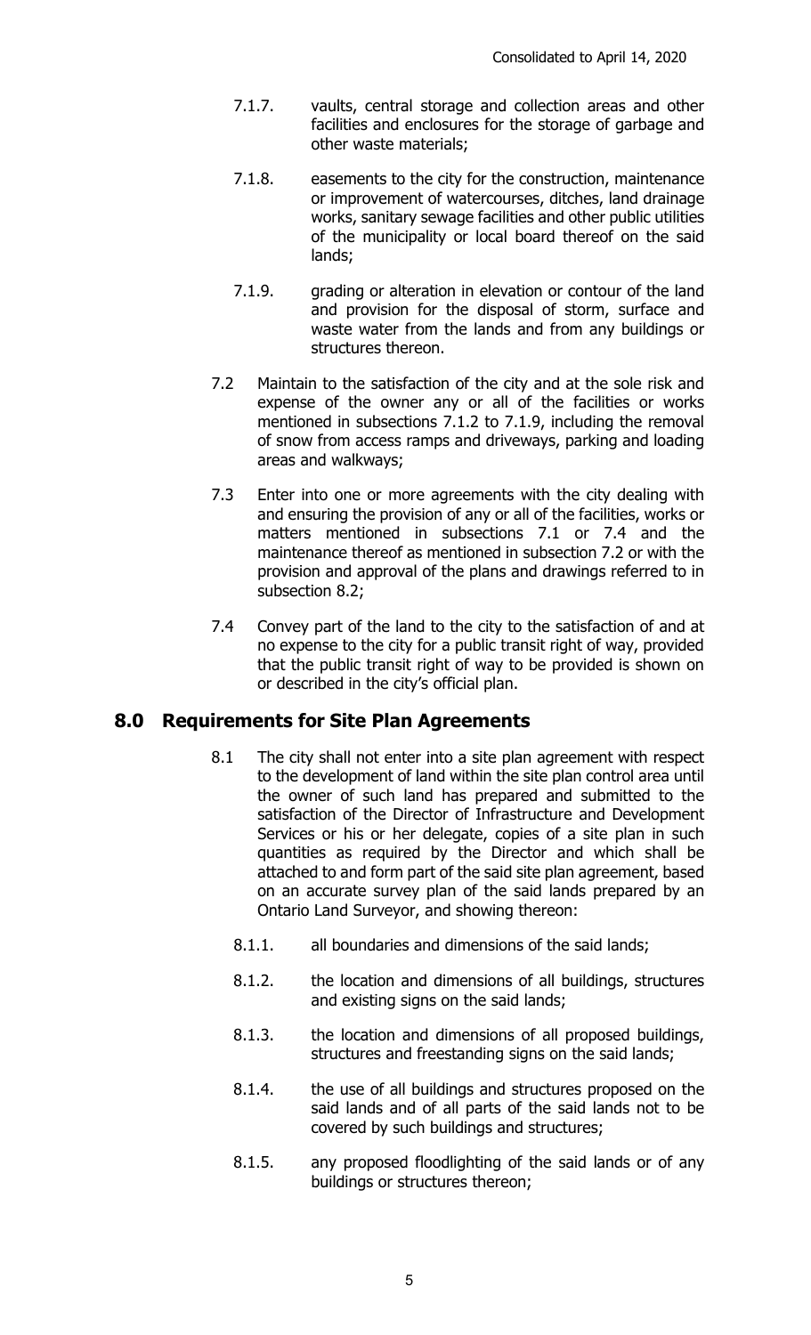7.1.7. vaults, central storage and collection areas and other facilities and enclosures for the storage of garbage and other waste materials;

7.1.8. easements to the city for the construction, maintenance or improvement of watercourses, ditches, land drainage works, sanitary sewage facilities and other public utilities of the municipality or local board thereof on the said lands;

7.1.9. grading or alteration in elevation or contour of the land and provision for the disposal of storm, surface and waste water from the lands and from any buildings or structures thereon.

7.2 Maintain to the satisfaction of the city and at the sole risk and expense of the owner any or all of the facilities or works mentioned in subsections 7.1.2 to 7.1.9, including the removal of snow from access ramps and driveways, parking and loading areas and walkways;

7.3 Enter into one or more agreements with the city dealing with and ensuring the provision of any or all of the facilities, works or matters mentioned in subsections 7.1 or 7.4 and the maintenance thereof as mentioned in subsection 7.2 or with the provision and approval of the plans and drawings referred to in subsection 8.2;

7.4 Convey part of the land to the city to the satisfaction of and at no expense to the city for a public transit right of way, provided that the public transit right of way to be provided is shown on or described in the city's official plan.

## 8.0 Requirements for Site Plan Agreements

8.1 The city shall not enter into a site plan agreement with respect to the development of land within the site plan control area until the owner of such land has prepared and submitted to the satisfaction of the Director of Infrastructure and Development Services or his or her delegate, copies of a site plan in such quantities as required by the Director and which shall be attached to and form part of the said site plan agreement, based on an accurate survey plan of the said lands prepared by an Ontario Land Surveyor, and showing thereon:

8.1.1. all boundaries and dimensions of the said lands;

8.1.2. the location and dimensions of all buildings, structures and existing signs on the said lands;

8.1.3. the location and dimensions of all proposed buildings, structures and freestanding signs on the said lands;

8.1.4. the use of all buildings and structures proposed on the said lands and of all parts of the said lands not to be covered by such buildings and structures;

8.1.5. any proposed floodlighting of the said lands or of any buildings or structures thereon;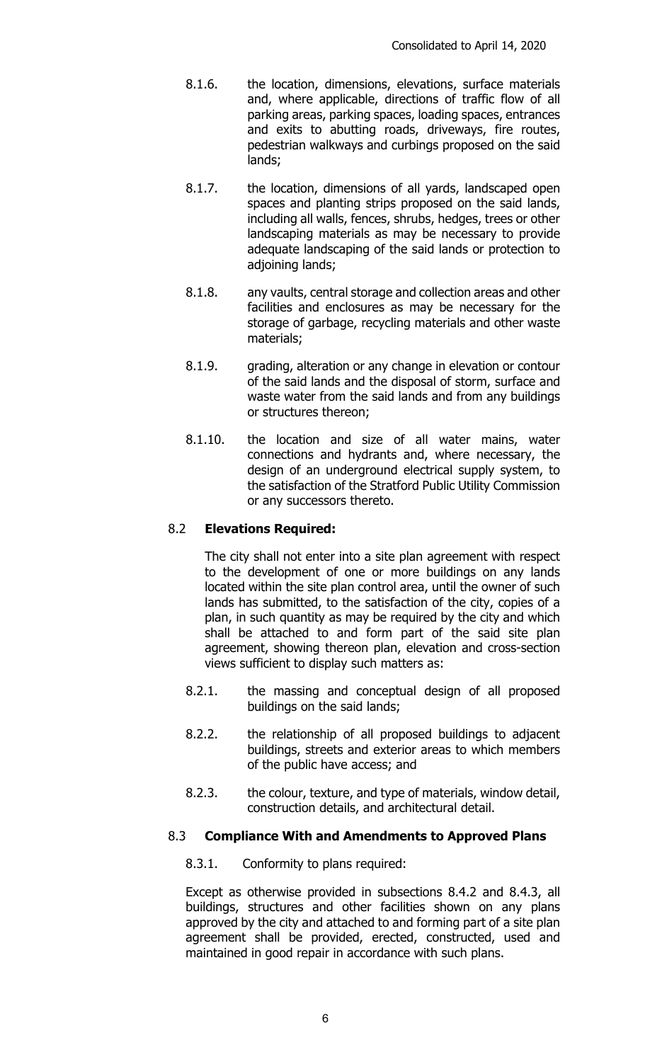8.1.6. the location, dimensions, elevations, surface materials and, where applicable, directions of traffic flow of all parking areas, parking spaces, loading spaces, entrances and exits to abutting roads, driveways, fire routes, pedestrian walkways and curbings proposed on the said lands;

8.1.7. the location, dimensions of all yards, landscaped open spaces and planting strips proposed on the said lands, including all walls, fences, shrubs, hedges, trees or other landscaping materials as may be necessary to provide adequate landscaping of the said lands or protection to adjoining lands;

8.1.8. any vaults, central storage and collection areas and other facilities and enclosures as may be necessary for the storage of garbage, recycling materials and other waste materials;

8.1.9. grading, alteration or any change in elevation or contour of the said lands and the disposal of storm, surface and waste water from the said lands and from any buildings or structures thereon;

8.1.10. the location and size of all water mains, water connections and hydrants and, where necessary, the design of an underground electrical supply system, to the satisfaction of the Stratford Public Utility Commission or any successors thereto.

8.2 **Elevations Required:**

The city shall not enter into a site plan agreement with respect to the development of one or more buildings on any lands located within the site plan control area, until the owner of such lands has submitted, to the satisfaction of the city, copies of a plan, in such quantity as may be required by the city and which shall be attached to and form part of the said site plan agreement, showing thereon plan, elevation and cross-section views sufficient to display such matters as:

8.2.1. the massing and conceptual design of all proposed buildings on the said lands;

8.2.2. the relationship of all proposed buildings to adjacent buildings, streets and exterior areas to which members of the public have access; and

8.2.3. the colour, texture, and type of materials, window detail, construction details, and architectural detail.

8.3 **Compliance With and Amendments to Approved Plans**

8.3.1. Conformity to plans required:

Except as otherwise provided in subsections 8.4.2 and 8.4.3, all buildings, structures and other facilities shown on any plans approved by the city and attached to and forming part of a site plan agreement shall be provided, erected, constructed, used and maintained in good repair in accordance with such plans.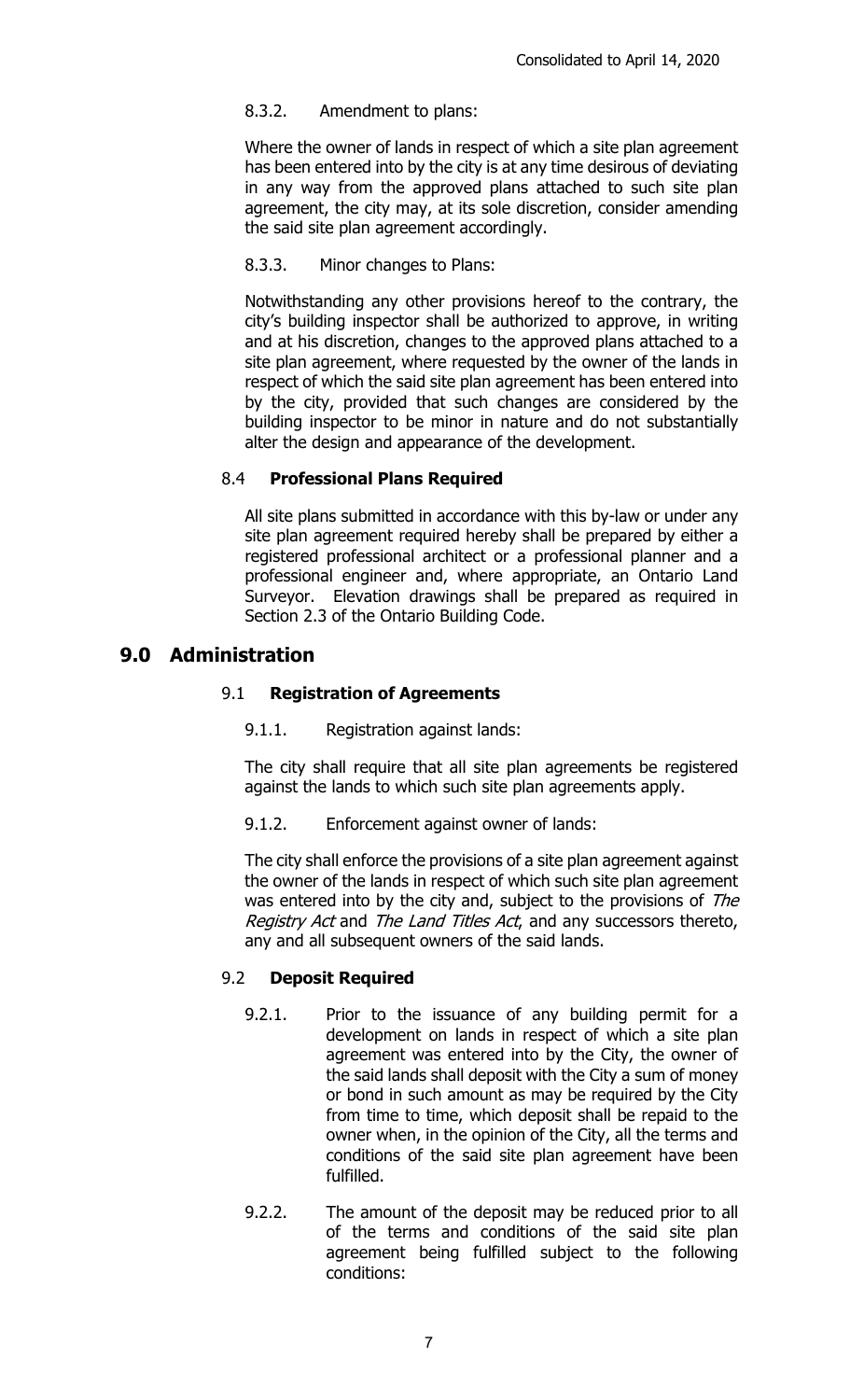8.3.2. Amendment to plans:

Where the owner of lands in respect of which a site plan agreement has been entered into by the city is at any time desirous of deviating in any way from the approved plans attached to such site plan agreement, the city may, at its sole discretion, consider amending the said site plan agreement accordingly.

8.3.3. Minor changes to Plans:

Notwithstanding any other provisions hereof to the contrary, the city's building inspector shall be authorized to approve, in writing and at his discretion, changes to the approved plans attached to a site plan agreement, where requested by the owner of the lands in respect of which the said site plan agreement has been entered into by the city, provided that such changes are considered by the building inspector to be minor in nature and do not substantially alter the design and appearance of the development.

### 8.4 **Professional Plans Required**

All site plans submitted in accordance with this by-law or under any site plan agreement required hereby shall be prepared by either a registered professional architect or a professional planner and a professional engineer and, where appropriate, an Ontario Land Surveyor. Elevation drawings shall be prepared as required in Section 2.3 of the Ontario Building Code.

## 9.0 Administration

### 9.1 **Registration of Agreements**

9.1.1. Registration against lands:

The city shall require that all site plan agreements be registered against the lands to which such site plan agreements apply.

9.1.2. Enforcement against owner of lands:

The city shall enforce the provisions of a site plan agreement against the owner of the lands in respect of which such site plan agreement was entered into by the city and, subject to the provisions of *The Registry Act* and *The Land Titles Act*, and any successors thereto, any and all subsequent owners of the said lands.

### 9.2 **Deposit Required**

9.2.1. Prior to the issuance of any building permit for a development on lands in respect of which a site plan agreement was entered into by the City, the owner of the said lands shall deposit with the City a sum of money or bond in such amount as may be required by the City from time to time, which deposit shall be repaid to the owner when, in the opinion of the City, all the terms and conditions of the said site plan agreement have been fulfilled.

9.2.2. The amount of the deposit may be reduced prior to all of the terms and conditions of the said site plan agreement being fulfilled subject to the following conditions: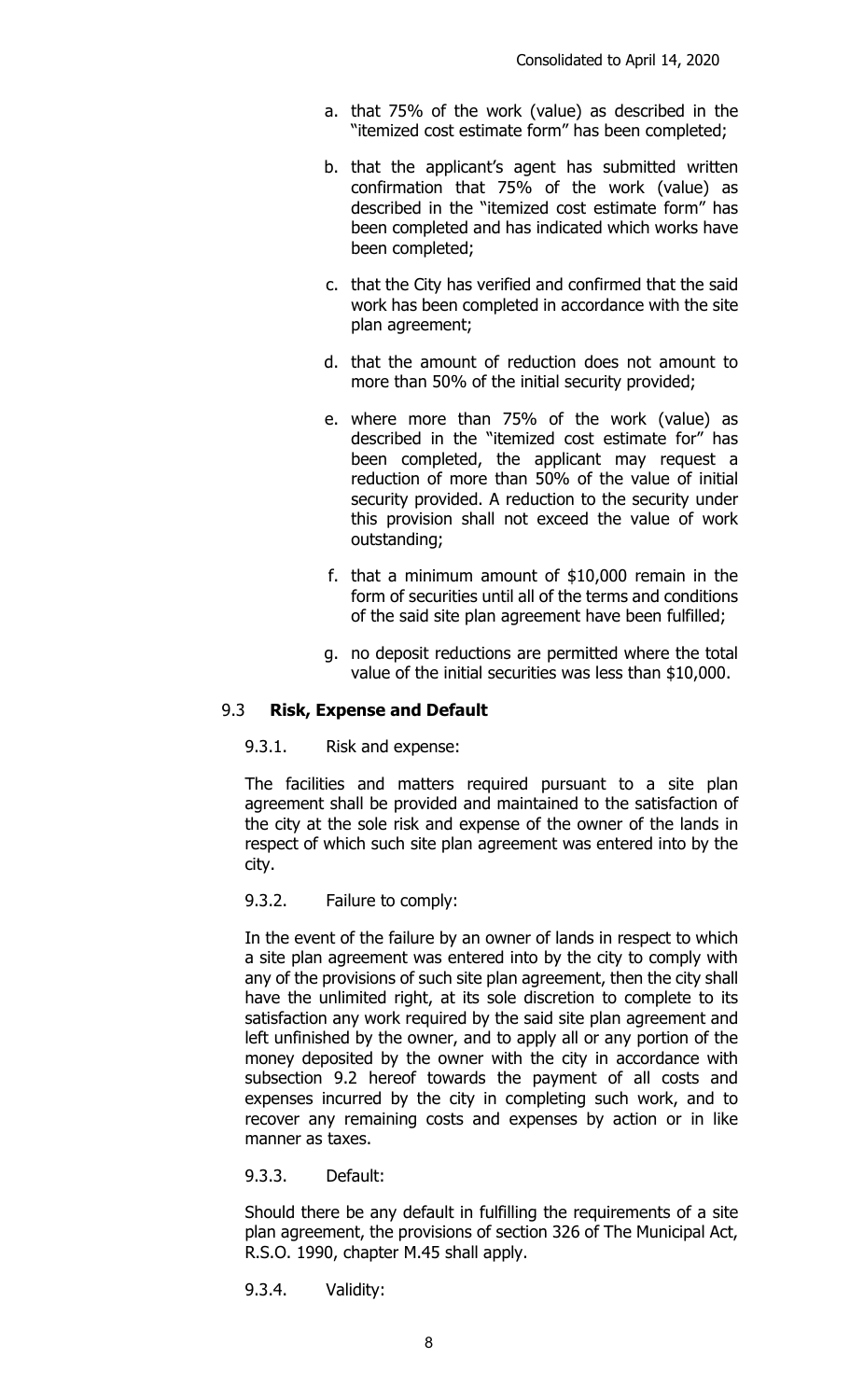a. that 75% of the work (value) as described in the "itemized cost estimate form" has been completed;

b. that the applicant's agent has submitted written confirmation that 75% of the work (value) as described in the "itemized cost estimate form" has been completed and has indicated which works have been completed;

c. that the City has verified and confirmed that the said work has been completed in accordance with the site plan agreement;

d. that the amount of reduction does not amount to more than 50% of the initial security provided;

e. where more than 75% of the work (value) as described in the "itemized cost estimate for" has been completed, the applicant may request a reduction of more than 50% of the value of initial security provided. A reduction to the security under this provision shall not exceed the value of work outstanding;

f. that a minimum amount of $10,000 remain in the form of securities until all of the terms and conditions of the said site plan agreement have been fulfilled;

g. no deposit reductions are permitted where the total value of the initial securities was less than $10,000.

## 9.3 **Risk, Expense and Default**

9.3.1. Risk and expense:

The facilities and matters required pursuant to a site plan agreement shall be provided and maintained to the satisfaction of the city at the sole risk and expense of the owner of the lands in respect of which such site plan agreement was entered into by the city.

9.3.2. Failure to comply:

In the event of the failure by an owner of lands in respect to which a site plan agreement was entered into by the city to comply with any of the provisions of such site plan agreement, then the city shall have the unlimited right, at its sole discretion to complete to its satisfaction any work required by the said site plan agreement and left unfinished by the owner, and to apply all or any portion of the money deposited by the owner with the city in accordance with subsection 9.2 hereof towards the payment of all costs and expenses incurred by the city in completing such work, and to recover any remaining costs and expenses by action or in like manner as taxes.

9.3.3. Default:

Should there be any default in fulfilling the requirements of a site plan agreement, the provisions of section 326 of The Municipal Act, R.S.O. 1990, chapter M.45 shall apply.

9.3.4. Validity: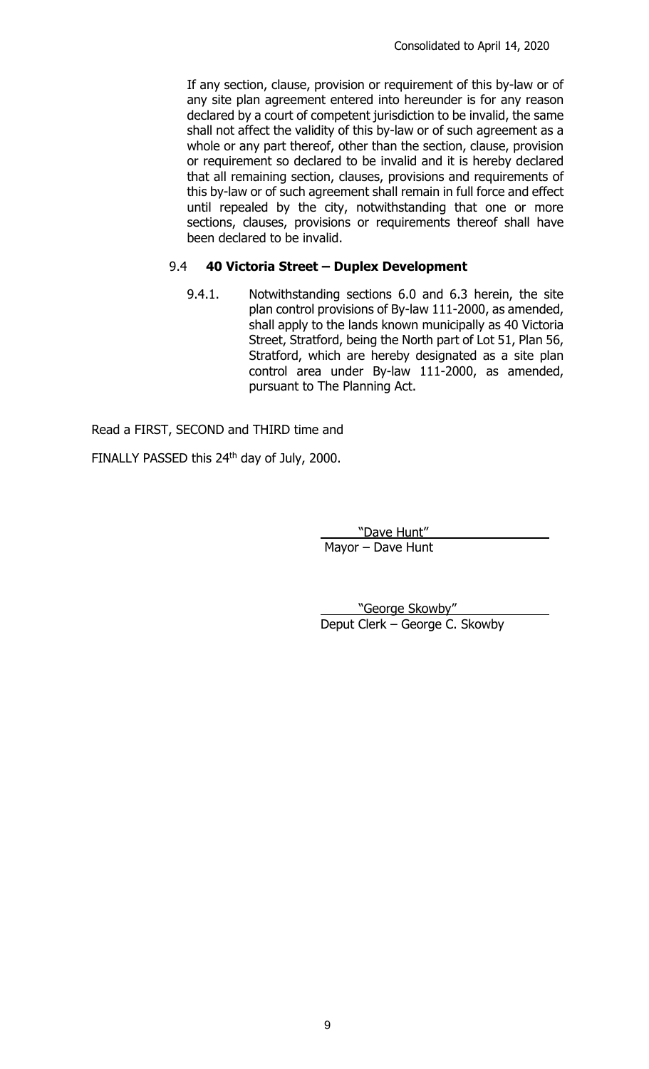If any section, clause, provision or requirement of this by-law or of any site plan agreement entered into hereunder is for any reason declared by a court of competent jurisdiction to be invalid, the same shall not affect the validity of this by-law or of such agreement as a whole or any part thereof, other than the section, clause, provision or requirement so declared to be invalid and it is hereby declared that all remaining section, clauses, provisions and requirements of this by-law or of such agreement shall remain in full force and effect until repealed by the city, notwithstanding that one or more sections, clauses, provisions or requirements thereof shall have been declared to be invalid.

### 9.4 **40 Victoria Street – Duplex Development**

9.4.1. Notwithstanding sections 6.0 and 6.3 herein, the site plan control provisions of By-law 111-2000, as amended, shall apply to the lands known municipally as 40 Victoria Street, Stratford, being the North part of Lot 51, Plan 56, Stratford, which are hereby designated as a site plan control area under By-law 111-2000, as amended, pursuant to The Planning Act.

Read a FIRST, SECOND and THIRD time and

FINALLY PASSED this 24th day of July, 2000.

"Dave Hunt"
Mayor – Dave Hunt

"George Skowby"
Deput Clerk – George C. Skowby